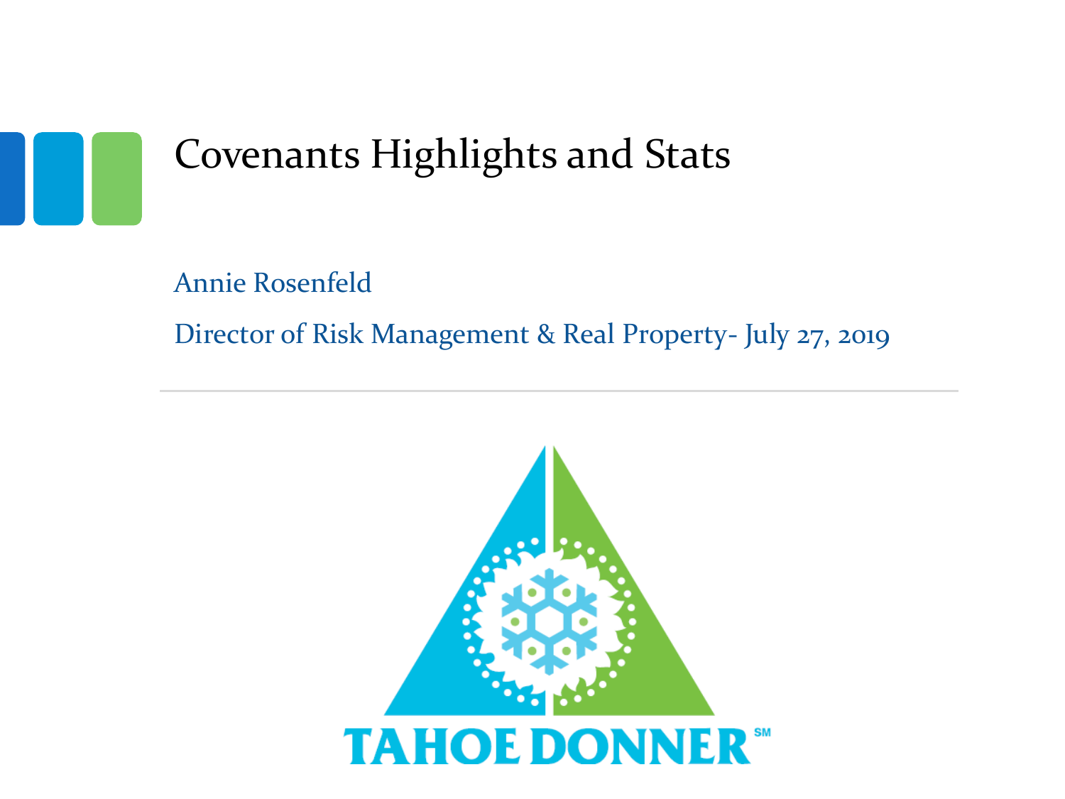# Covenants Highlights and Stats

Annie Rosenfeld

Director of Risk Management & Real Property- July 27, 2019

TAHOE DONNER℠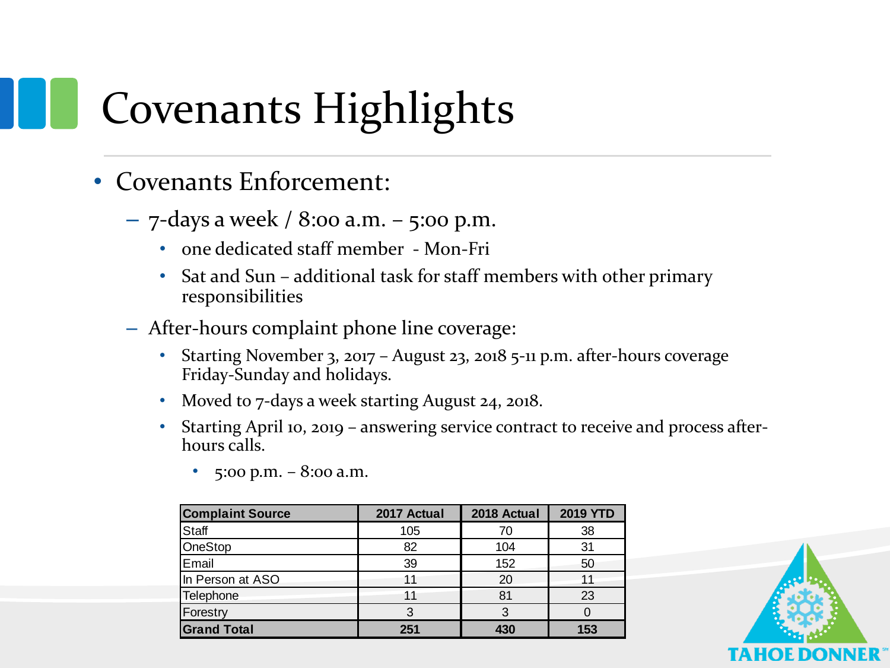# Covenants Highlights

- Covenants Enforcement:
  - 7-days a week / 8:00 a.m. – 5:00 p.m.
    - one dedicated staff member - Mon-Fri
    - Sat and Sun – additional task for staff members with other primary responsibilities
  - After-hours complaint phone line coverage:
    - Starting November 3, 2017 – August 23, 2018 5-11 p.m. after-hours coverage Friday-Sunday and holidays.
    - Moved to 7-days a week starting August 24, 2018.
    - Starting April 10, 2019 – answering service contract to receive and process after-hours calls.
      - 5:00 p.m. – 8:00 a.m.

| Complaint Source | 2017 Actual | 2018 Actual | 2019 YTD |
|---|---|---|---|
| Staff | 105 | 70 | 38 |
| OneStop | 82 | 104 | 31 |
| Email | 39 | 152 | 50 |
| In Person at ASO | 11 | 20 | 11 |
| Telephone | 11 | 81 | 23 |
| Forestry | 3 | 3 | 0 |
| **Grand Total** | **251** | **430** | **153** |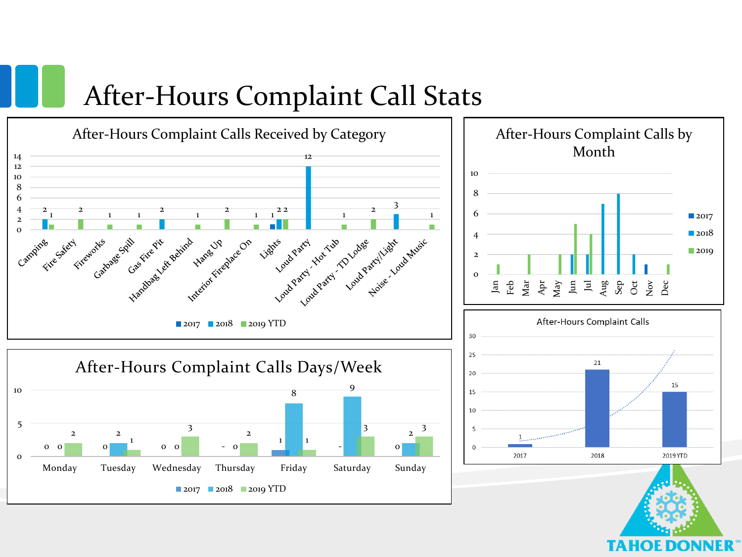# After-Hours Complaint Call Stats

## After-Hours Complaint Calls Received by Category

| Category | 2017 | 2018 | 2019 YTD |
|---|---|---|---|
| Camping | | 2 | 1 |
| Fire Safety | | | 2 |
| Fireworks | | | 1 |
| Garbage Spill | | | 1 |
| Gas Fire Pit | | 2 | |
| Handbag Left Behind | | | 1 |
| Hang Up | | | 2 |
| Interior Fireplace On | | | 1 |
| Lights | 1 | 2 | 2 |
| Loud Party | | 12 | |
| Loud Party - Hot Tub | | | 1 |
| Loud Party - TD Lodge | | | 2 |
| Loud Party/Light | | 3 | |
| Noise - Loud Music | | | 1 |

## After-Hours Complaint Calls by Month

| Month | 2017 | 2018 | 2019 |
|---|---|---|---|
| Jan | | | 1 |
| Feb | | | |
| Mar | | | 2 |
| Apr | | | |
| May | | | 2 |
| Jun | | 2 | 5 |
| Jul | | 2 | 4 |
| Aug | | 7 | |
| Sep | | 8 | |
| Oct | | 2 | |
| Nov | 1 | | |
| Dec | | | 1 |

## After-Hours Complaint Calls Days/Week

| Day | 2017 | 2018 | 2019 YTD |
|---|---|---|---|
| Monday | 0 | 0 | 2 |
| Tuesday | | 0 | 2 |
| Wednesday | 0 | 0 | 3 |
| Thursday | - | 0 | 2 |
| Friday | 1 | 8 | 1 |
| Saturday | - | 9 | 3 |
| Sunday | 0 | 2 | 3 |

Note: Tuesday values shown in chart: 0, 2, 1.

## After-Hours Complaint Calls

| Year | Calls |
|---|---|
| 2017 | 1 |
| 2018 | 21 |
| 2019 YTD | 15 |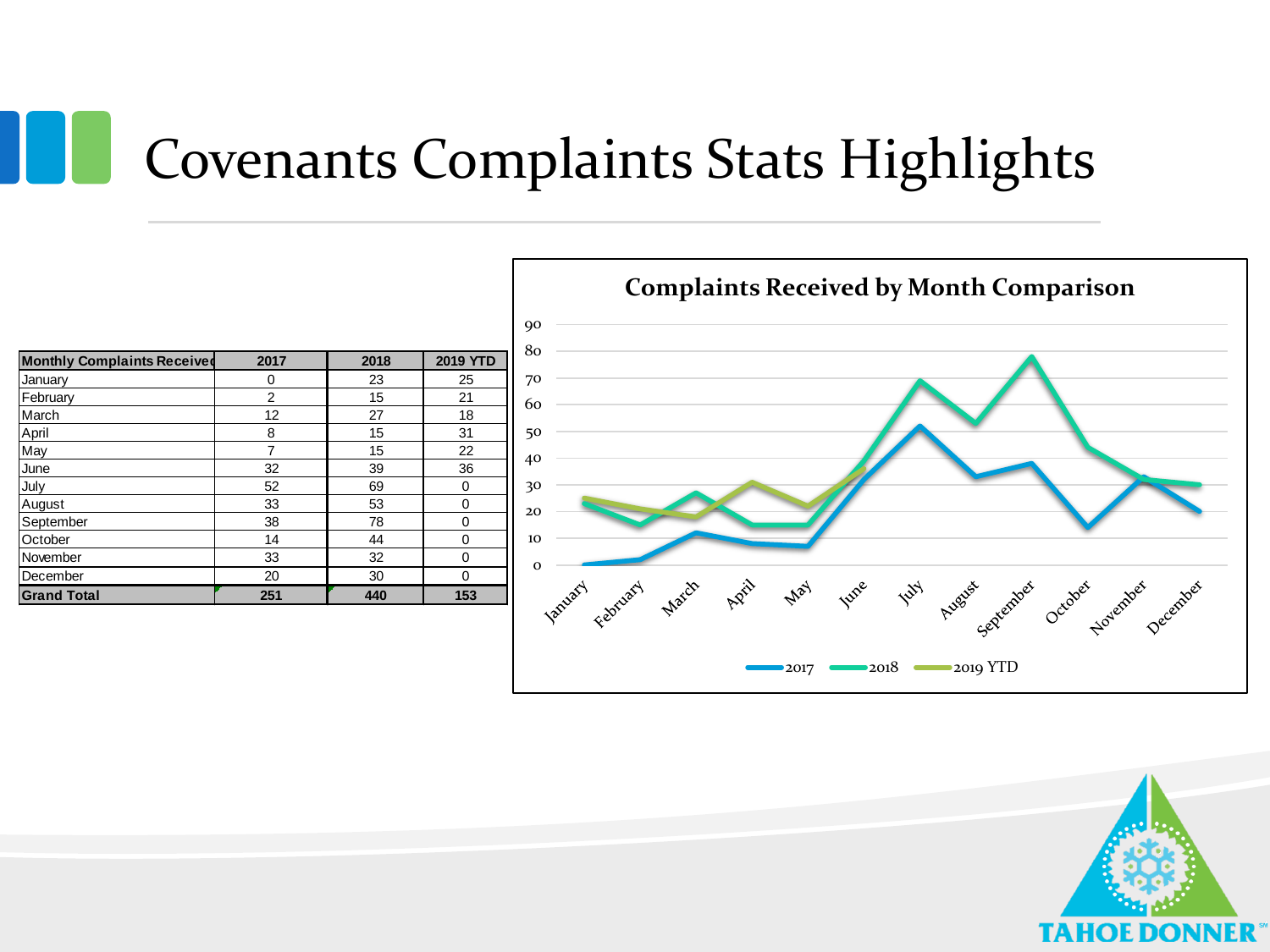# Covenants Complaints Stats Highlights

| Monthly Complaints Received | 2017 | 2018 | 2019 YTD |
|---|---|---|---|
| January | 0 | 23 | 25 |
| February | 2 | 15 | 21 |
| March | 12 | 27 | 18 |
| April | 8 | 15 | 31 |
| May | 7 | 15 | 22 |
| June | 32 | 39 | 36 |
| July | 52 | 69 | 0 |
| August | 33 | 53 | 0 |
| September | 38 | 78 | 0 |
| October | 14 | 44 | 0 |
| November | 33 | 32 | 0 |
| December | 20 | 30 | 0 |
| **Grand Total** | **251** | **440** | **153** |

**Complaints Received by Month Comparison**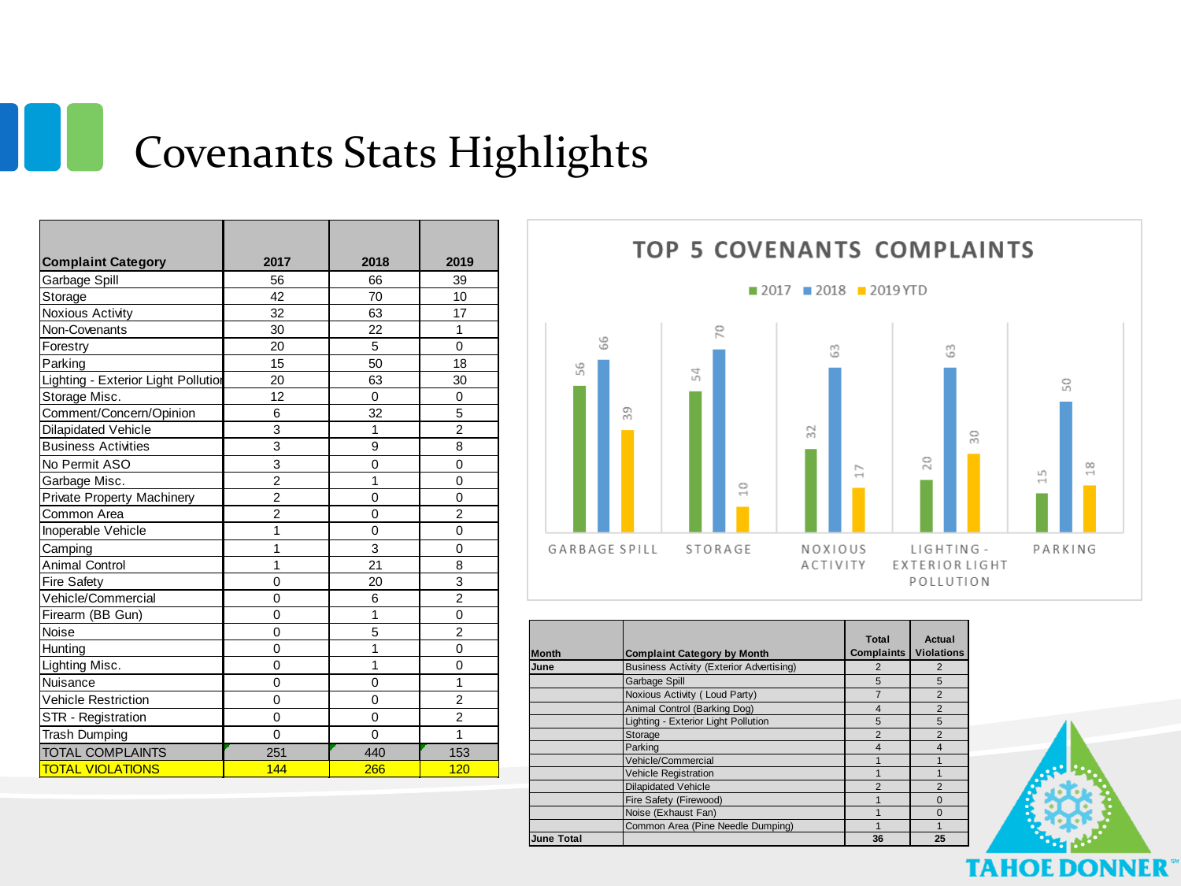# Covenants Stats Highlights

| Complaint Category | 2017 | 2018 | 2019 |
|---|---|---|---|
| Garbage Spill | 56 | 66 | 39 |
| Storage | 42 | 70 | 10 |
| Noxious Activity | 32 | 63 | 17 |
| Non-Covenants | 30 | 22 | 1 |
| Forestry | 20 | 5 | 0 |
| Parking | 15 | 50 | 18 |
| Lighting - Exterior Light Pollution | 20 | 63 | 30 |
| Storage Misc. | 12 | 0 | 0 |
| Comment/Concern/Opinion | 6 | 32 | 5 |
| Dilapidated Vehicle | 3 | 1 | 2 |
| Business Activities | 3 | 9 | 8 |
| No Permit ASO | 3 | 0 | 0 |
| Garbage Misc. | 2 | 1 | 0 |
| Private Property Machinery | 2 | 0 | 0 |
| Common Area | 2 | 0 | 2 |
| Inoperable Vehicle | 1 | 0 | 0 |
| Camping | 1 | 3 | 0 |
| Animal Control | 1 | 21 | 8 |
| Fire Safety | 0 | 20 | 3 |
| Vehicle/Commercial | 0 | 6 | 2 |
| Firearm (BB Gun) | 0 | 1 | 0 |
| Noise | 0 | 5 | 2 |
| Hunting | 0 | 1 | 0 |
| Lighting Misc. | 0 | 1 | 0 |
| Nuisance | 0 | 0 | 1 |
| Vehicle Restriction | 0 | 0 | 2 |
| STR - Registration | 0 | 0 | 2 |
| Trash Dumping | 0 | 0 | 1 |
| TOTAL COMPLAINTS | 251 | 440 | 153 |
| TOTAL VIOLATIONS | 144 | 266 | 120 |

TOP 5 COVENANTS COMPLAINTS

2017 2018 2019 YTD

GARBAGE SPILL: 56, 66, 39
STORAGE: 54, 70, 10
NOXIOUS ACTIVITY: 32, 63, 17
LIGHTING - EXTERIOR LIGHT POLLUTION: 20, 63, 30
PARKING: 15, 50, 18

| Month | Complaint Category by Month | Total Complaints | Actual Violations |
|---|---|---|---|
| June | Business Activity (Exterior Advertising) | 2 | 2 |
| | Garbage Spill | 5 | 5 |
| | Noxious Activity ( Loud Party) | 7 | 2 |
| | Animal Control (Barking Dog) | 4 | 2 |
| | Lighting - Exterior Light Pollution | 5 | 5 |
| | Storage | 2 | 2 |
| | Parking | 4 | 4 |
| | Vehicle/Commercial | 1 | 1 |
| | Vehicle Registration | 1 | 1 |
| | Dilapidated Vehicle | 2 | 2 |
| | Fire Safety (Firewood) | 1 | 0 |
| | Noise (Exhaust Fan) | 1 | 0 |
| | Common Area (Pine Needle Dumping) | 1 | 1 |
| June Total | | 36 | 25 |

TAHOE DONNER